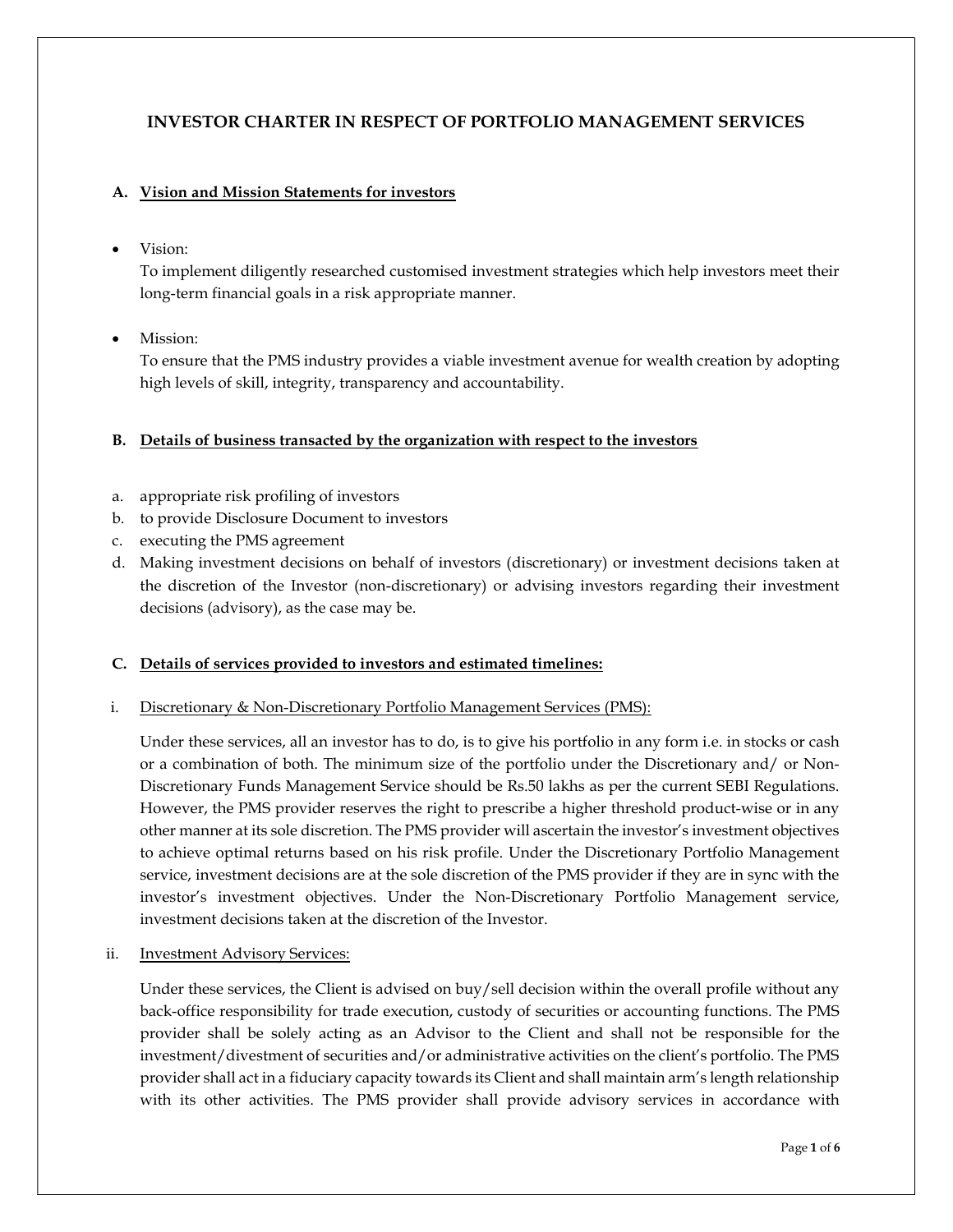# INVESTOR CHARTER IN RESPECT OF PORTFOLIO MANAGEMENT SERVICES

## A. Vision and Mission Statements for investors

- Vision:
  To implement diligently researched customised investment strategies which help investors meet their long-term financial goals in a risk appropriate manner.

- Mission:
  To ensure that the PMS industry provides a viable investment avenue for wealth creation by adopting high levels of skill, integrity, transparency and accountability.

## B. Details of business transacted by the organization with respect to the investors

a. appropriate risk profiling of investors
b. to provide Disclosure Document to investors
c. executing the PMS agreement
d. Making investment decisions on behalf of investors (discretionary) or investment decisions taken at the discretion of the Investor (non-discretionary) or advising investors regarding their investment decisions (advisory), as the case may be.

## C. Details of services provided to investors and estimated timelines:

i. Discretionary & Non-Discretionary Portfolio Management Services (PMS):

Under these services, all an investor has to do, is to give his portfolio in any form i.e. in stocks or cash or a combination of both. The minimum size of the portfolio under the Discretionary and/ or Non-Discretionary Funds Management Service should be Rs.50 lakhs as per the current SEBI Regulations. However, the PMS provider reserves the right to prescribe a higher threshold product-wise or in any other manner at its sole discretion. The PMS provider will ascertain the investor's investment objectives to achieve optimal returns based on his risk profile. Under the Discretionary Portfolio Management service, investment decisions are at the sole discretion of the PMS provider if they are in sync with the investor's investment objectives. Under the Non-Discretionary Portfolio Management service, investment decisions taken at the discretion of the Investor.

ii. Investment Advisory Services:

Under these services, the Client is advised on buy/sell decision within the overall profile without any back-office responsibility for trade execution, custody of securities or accounting functions. The PMS provider shall be solely acting as an Advisor to the Client and shall not be responsible for the investment/divestment of securities and/or administrative activities on the client's portfolio. The PMS provider shall act in a fiduciary capacity towards its Client and shall maintain arm's length relationship with its other activities. The PMS provider shall provide advisory services in accordance with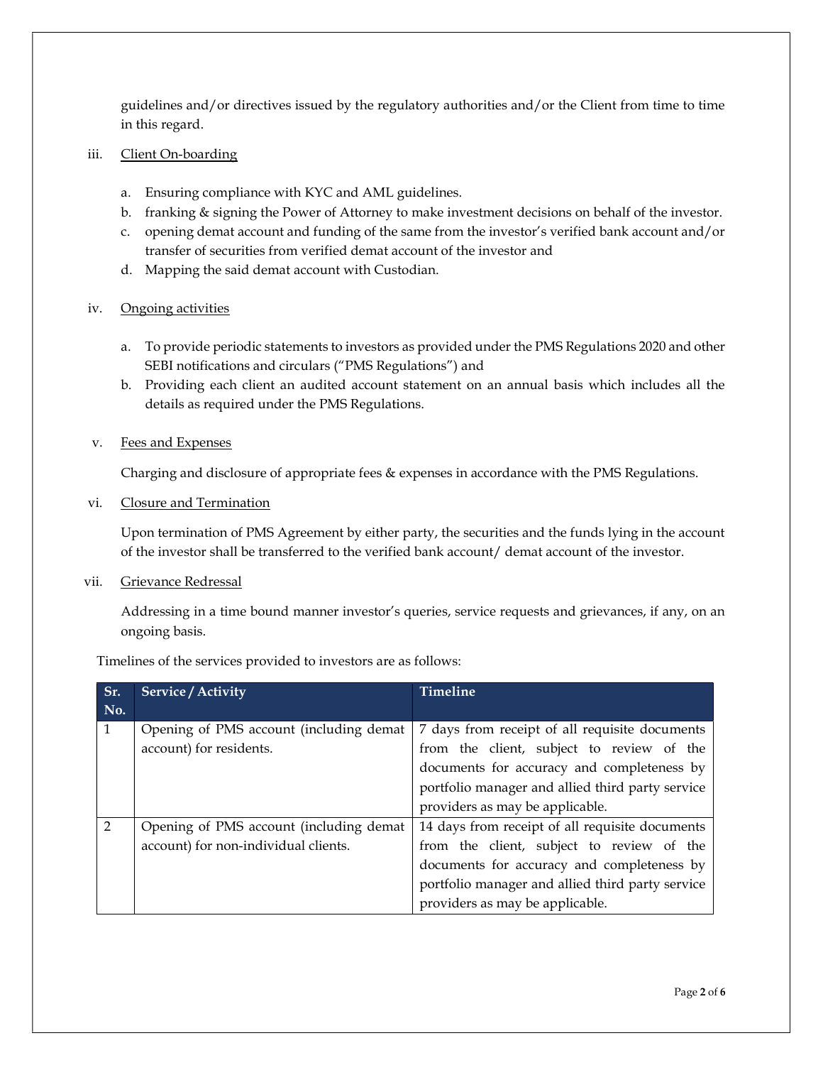guidelines and/or directives issued by the regulatory authorities and/or the Client from time to time in this regard.

iii. Client On-boarding

a. Ensuring compliance with KYC and AML guidelines.
b. franking & signing the Power of Attorney to make investment decisions on behalf of the investor.
c. opening demat account and funding of the same from the investor's verified bank account and/or transfer of securities from verified demat account of the investor and
d. Mapping the said demat account with Custodian.

iv. Ongoing activities

a. To provide periodic statements to investors as provided under the PMS Regulations 2020 and other SEBI notifications and circulars ("PMS Regulations") and
b. Providing each client an audited account statement on an annual basis which includes all the details as required under the PMS Regulations.

v. Fees and Expenses

Charging and disclosure of appropriate fees & expenses in accordance with the PMS Regulations.

vi. Closure and Termination

Upon termination of PMS Agreement by either party, the securities and the funds lying in the account of the investor shall be transferred to the verified bank account/ demat account of the investor.

vii. Grievance Redressal

Addressing in a time bound manner investor's queries, service requests and grievances, if any, on an ongoing basis.

Timelines of the services provided to investors are as follows:

| Sr. No. | Service / Activity | Timeline |
|---|---|---|
| 1 | Opening of PMS account (including demat account) for residents. | 7 days from receipt of all requisite documents from the client, subject to review of the documents for accuracy and completeness by portfolio manager and allied third party service providers as may be applicable. |
| 2 | Opening of PMS account (including demat account) for non-individual clients. | 14 days from receipt of all requisite documents from the client, subject to review of the documents for accuracy and completeness by portfolio manager and allied third party service providers as may be applicable. |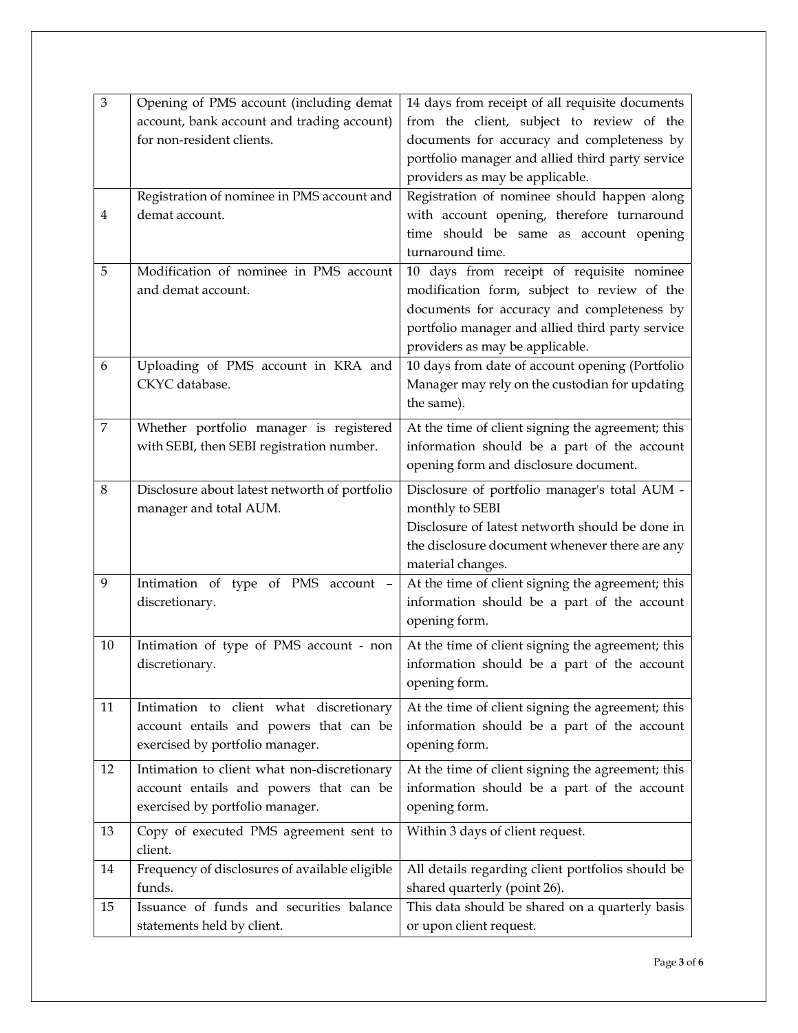| | | |
|---|---|---|
| 3 | Opening of PMS account (including demat account, bank account and trading account) for non-resident clients. | 14 days from receipt of all requisite documents from the client, subject to review of the documents for accuracy and completeness by portfolio manager and allied third party service providers as may be applicable. |
| 4 | Registration of nominee in PMS account and demat account. | Registration of nominee should happen along with account opening, therefore turnaround time should be same as account opening turnaround time. |
| 5 | Modification of nominee in PMS account and demat account. | 10 days from receipt of requisite nominee modification form, subject to review of the documents for accuracy and completeness by portfolio manager and allied third party service providers as may be applicable. |
| 6 | Uploading of PMS account in KRA and CKYC database. | 10 days from date of account opening (Portfolio Manager may rely on the custodian for updating the same). |
| 7 | Whether portfolio manager is registered with SEBI, then SEBI registration number. | At the time of client signing the agreement; this information should be a part of the account opening form and disclosure document. |
| 8 | Disclosure about latest networth of portfolio manager and total AUM. | Disclosure of portfolio manager's total AUM - monthly to SEBI<br>Disclosure of latest networth should be done in the disclosure document whenever there are any material changes. |
| 9 | Intimation of type of PMS account – discretionary. | At the time of client signing the agreement; this information should be a part of the account opening form. |
| 10 | Intimation of type of PMS account - non discretionary. | At the time of client signing the agreement; this information should be a part of the account opening form. |
| 11 | Intimation to client what discretionary account entails and powers that can be exercised by portfolio manager. | At the time of client signing the agreement; this information should be a part of the account opening form. |
| 12 | Intimation to client what non-discretionary account entails and powers that can be exercised by portfolio manager. | At the time of client signing the agreement; this information should be a part of the account opening form. |
| 13 | Copy of executed PMS agreement sent to client. | Within 3 days of client request. |
| 14 | Frequency of disclosures of available eligible funds. | All details regarding client portfolios should be shared quarterly (point 26). |
| 15 | Issuance of funds and securities balance statements held by client. | This data should be shared on a quarterly basis or upon client request. |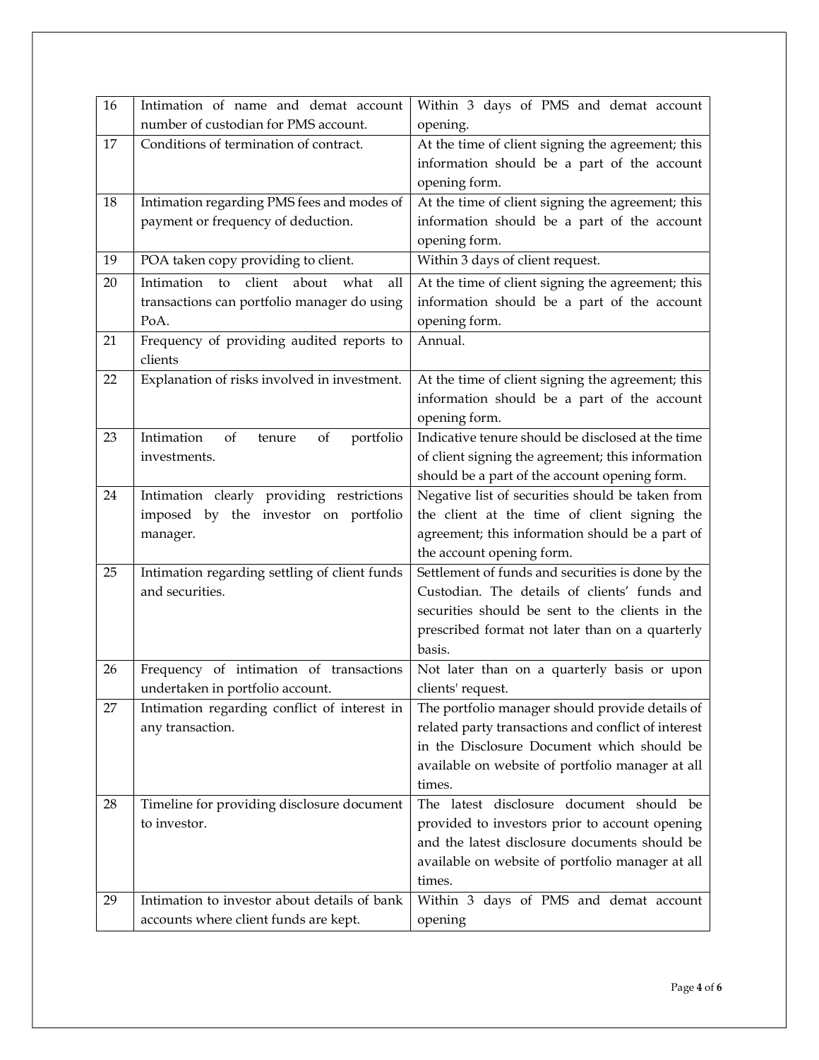| 16 | Intimation of name and demat account number of custodian for PMS account. | Within 3 days of PMS and demat account opening. |
|---|---|---|
| 17 | Conditions of termination of contract. | At the time of client signing the agreement; this information should be a part of the account opening form. |
| 18 | Intimation regarding PMS fees and modes of payment or frequency of deduction. | At the time of client signing the agreement; this information should be a part of the account opening form. |
| 19 | POA taken copy providing to client. | Within 3 days of client request. |
| 20 | Intimation to client about what all transactions can portfolio manager do using PoA. | At the time of client signing the agreement; this information should be a part of the account opening form. |
| 21 | Frequency of providing audited reports to clients | Annual. |
| 22 | Explanation of risks involved in investment. | At the time of client signing the agreement; this information should be a part of the account opening form. |
| 23 | Intimation of tenure of portfolio investments. | Indicative tenure should be disclosed at the time of client signing the agreement; this information should be a part of the account opening form. |
| 24 | Intimation clearly providing restrictions imposed by the investor on portfolio manager. | Negative list of securities should be taken from the client at the time of client signing the agreement; this information should be a part of the account opening form. |
| 25 | Intimation regarding settling of client funds and securities. | Settlement of funds and securities is done by the Custodian. The details of clients' funds and securities should be sent to the clients in the prescribed format not later than on a quarterly basis. |
| 26 | Frequency of intimation of transactions undertaken in portfolio account. | Not later than on a quarterly basis or upon clients' request. |
| 27 | Intimation regarding conflict of interest in any transaction. | The portfolio manager should provide details of related party transactions and conflict of interest in the Disclosure Document which should be available on website of portfolio manager at all times. |
| 28 | Timeline for providing disclosure document to investor. | The latest disclosure document should be provided to investors prior to account opening and the latest disclosure documents should be available on website of portfolio manager at all times. |
| 29 | Intimation to investor about details of bank accounts where client funds are kept. | Within 3 days of PMS and demat account opening |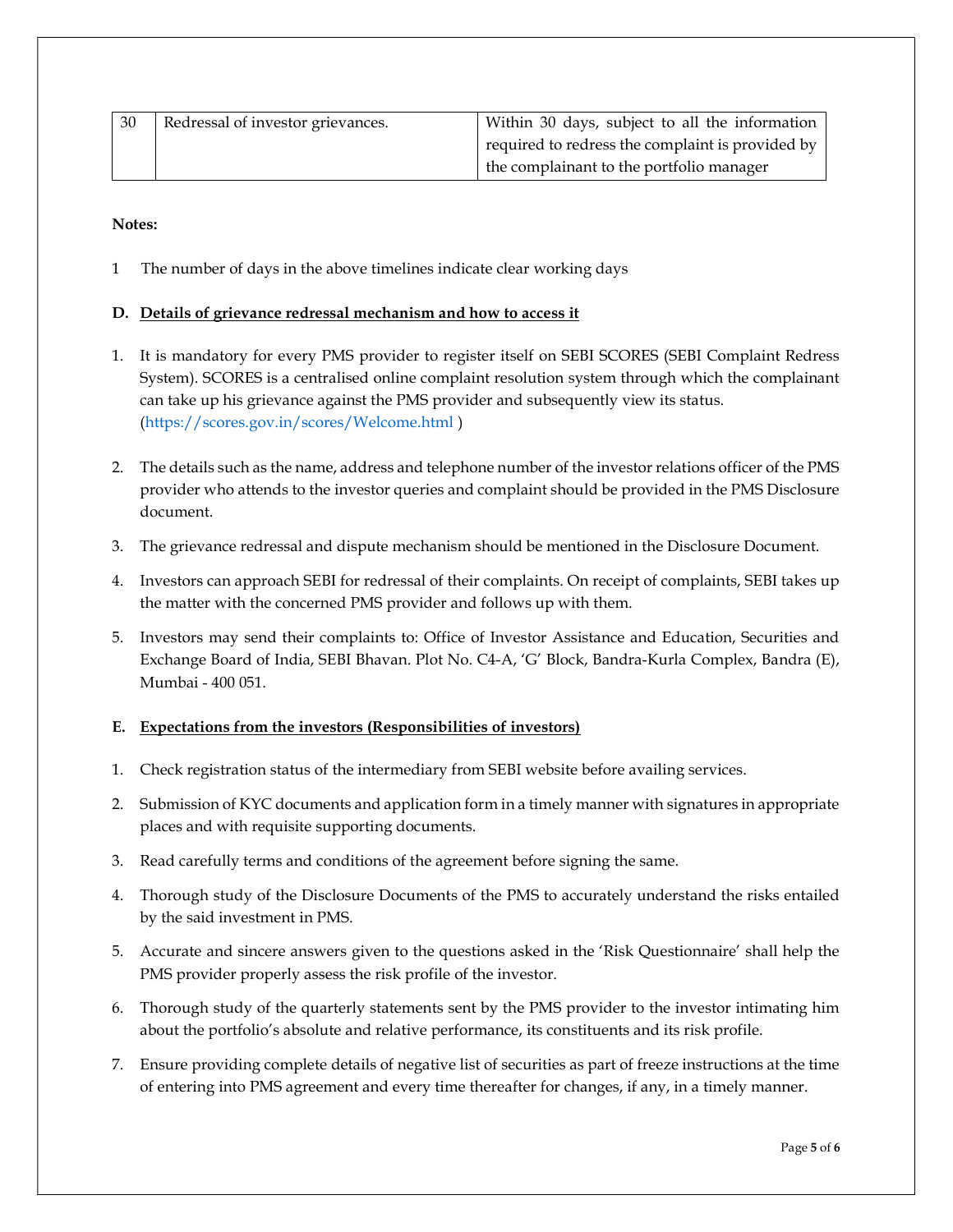| 30 | Redressal of investor grievances. | Within 30 days, subject to all the information required to redress the complaint is provided by the complainant to the portfolio manager |
|---|---|---|

**Notes:**

1 The number of days in the above timelines indicate clear working days

**D. <u>Details of grievance redressal mechanism and how to access it</u>**

1. It is mandatory for every PMS provider to register itself on SEBI SCORES (SEBI Complaint Redress System). SCORES is a centralised online complaint resolution system through which the complainant can take up his grievance against the PMS provider and subsequently view its status. (https://scores.gov.in/scores/Welcome.html )

2. The details such as the name, address and telephone number of the investor relations officer of the PMS provider who attends to the investor queries and complaint should be provided in the PMS Disclosure document.

3. The grievance redressal and dispute mechanism should be mentioned in the Disclosure Document.

4. Investors can approach SEBI for redressal of their complaints. On receipt of complaints, SEBI takes up the matter with the concerned PMS provider and follows up with them.

5. Investors may send their complaints to: Office of Investor Assistance and Education, Securities and Exchange Board of India, SEBI Bhavan. Plot No. C4-A, 'G' Block, Bandra-Kurla Complex, Bandra (E), Mumbai - 400 051.

**E. <u>Expectations from the investors (Responsibilities of investors)</u>**

1. Check registration status of the intermediary from SEBI website before availing services.

2. Submission of KYC documents and application form in a timely manner with signatures in appropriate places and with requisite supporting documents.

3. Read carefully terms and conditions of the agreement before signing the same.

4. Thorough study of the Disclosure Documents of the PMS to accurately understand the risks entailed by the said investment in PMS.

5. Accurate and sincere answers given to the questions asked in the 'Risk Questionnaire' shall help the PMS provider properly assess the risk profile of the investor.

6. Thorough study of the quarterly statements sent by the PMS provider to the investor intimating him about the portfolio's absolute and relative performance, its constituents and its risk profile.

7. Ensure providing complete details of negative list of securities as part of freeze instructions at the time of entering into PMS agreement and every time thereafter for changes, if any, in a timely manner.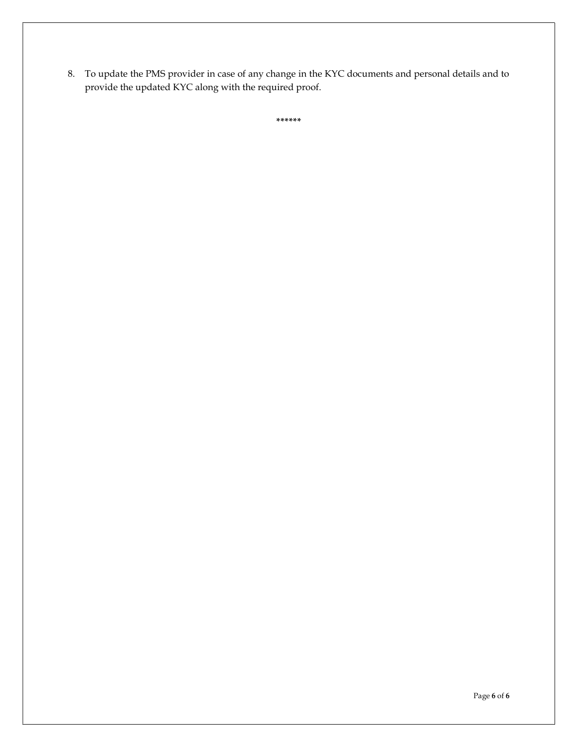8. To update the PMS provider in case of any change in the KYC documents and personal details and to provide the updated KYC along with the required proof.

******